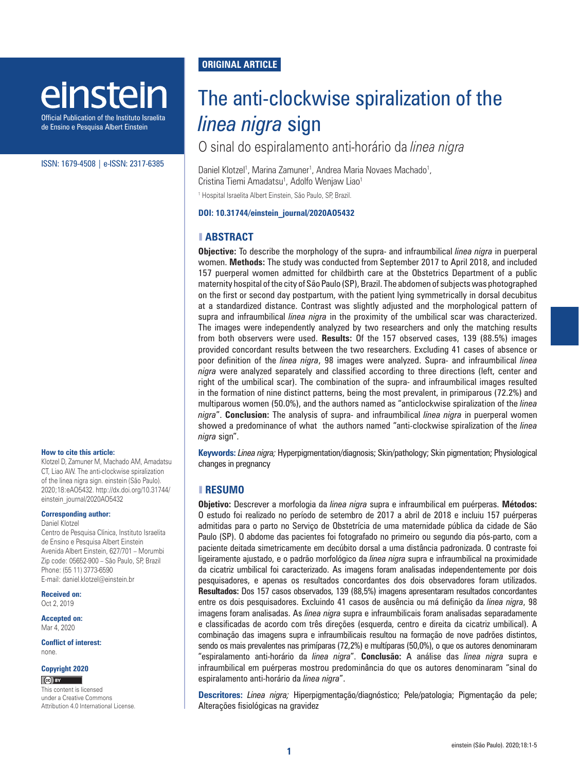**ORIGINAL ARTICLE**

# The anti-clockwise spiralization of the *linea nigra* sign

## O sinal do espiralamento anti-horário da *linea nigra*

Daniel Klotzel[1], Marina Zamuner[1], Andrea Maria Novaes Machado[1], Cristina Tiemi Amadatsu[1], Adolfo Wenjaw Liao[1]

[1] Hospital Israelita Albert Einstein, São Paulo, SP, Brazil.

**DOI: 10.31744/einstein_journal/2020AO5432**

## ABSTRACT

**Objective:** To describe the morphology of the supra- and infraumbilical *linea nigra* in puerperal women. **Methods:** The study was conducted from September 2017 to April 2018, and included 157 puerperal women admitted for childbirth care at the Obstetrics Department of a public maternity hospital of the city of São Paulo (SP), Brazil. The abdomen of subjects was photographed on the first or second day postpartum, with the patient lying symmetrically in dorsal decubitus at a standardized distance. Contrast was slightly adjusted and the morphological pattern of supra and infraumbilical *linea nigra* in the proximity of the umbilical scar was characterized. The images were independently analyzed by two researchers and only the matching results from both observers were used. **Results:** Of the 157 observed cases, 139 (88.5%) images provided concordant results between the two researchers. Excluding 41 cases of absence or poor definition of the *linea nigra*, 98 images were analyzed. Supra- and infraumbilical *linea nigra* were analyzed separately and classified according to three directions (left, center and right of the umbilical scar). The combination of the supra- and infraumbilical images resulted in the formation of nine distinct patterns, being the most prevalent, in primiparous (72.2%) and multiparous women (50.0%), and the authors named as "anticlockwise spiralization of the *linea nigra*". **Conclusion:** The analysis of supra- and infraumbilical *linea nigra* in puerperal women showed a predominance of what the authors named "anti-clockwise spiralization of the *linea nigra* sign".

**Keywords:** *Linea nigra;* Hyperpigmentation/diagnosis; Skin/pathology; Skin pigmentation; Physiological changes in pregnancy

## RESUMO

**Objetivo:** Descrever a morfologia da *linea nigra* supra e infraumbilical em puérperas. **Métodos:** O estudo foi realizado no período de setembro de 2017 a abril de 2018 e incluiu 157 puérperas admitidas para o parto no Serviço de Obstetrícia de uma maternidade pública da cidade de São Paulo (SP). O abdome das pacientes foi fotografado no primeiro ou segundo dia pós-parto, com a paciente deitada simetricamente em decúbito dorsal a uma distância padronizada. O contraste foi ligeiramente ajustado, e o padrão morfológico da *linea nigra* supra e infraumbilical na proximidade da cicatriz umbilical foi caracterizado. As imagens foram analisadas independentemente por dois pesquisadores, e apenas os resultados concordantes dos dois observadores foram utilizados. **Resultados:** Dos 157 casos observados, 139 (88,5%) imagens apresentaram resultados concordantes entre os dois pesquisadores. Excluindo 41 casos de ausência ou má definição da *linea nigra*, 98 imagens foram analisadas. As *linea nigra* supra e infraumbilicais foram analisadas separadamente e classificadas de acordo com três direções (esquerda, centro e direita da cicatriz umbilical). A combinação das imagens supra e infraumbilicais resultou na formação de nove padrões distintos, sendo os mais prevalentes nas primíparas (72,2%) e multíparas (50,0%), o que os autores denominaram "espiralamento anti-horário da *linea nigra*". **Conclusão:** A análise das *linea nigra* supra e infraumbilical em puérperas mostrou predominância do que os autores denominaram "sinal do espiralamento anti-horário da *linea nigra*".

**Descritores:** *Linea nigra;* Hiperpigmentação/diagnóstico; Pele/patologia; Pigmentação da pele; Alterações fisiológicas na gravidez

**How to cite this article:**
Klotzel D, Zamuner M, Machado AM, Amadatsu CT, Liao AW. The anti-clockwise spiralization of the linea nigra sign. einstein (São Paulo). 2020;18:eAO5432. http://dx.doi.org/10.31744/einstein_journal/2020AO5432

**Corresponding author:**
Daniel Klotzel
Centro de Pesquisa Clínica, Instituto Israelita de Ensino e Pesquisa Albert Einstein
Avenida Albert Einstein, 627/701 – Morumbi
Zip code: 05652-900 – São Paulo, SP, Brazil
Phone: (55 11) 3773-6590
E-mail: daniel.klotzel@einstein.br

**Received on:**
Oct 2, 2019

**Accepted on:**
Mar 4, 2020

**Conflict of interest:**
none.

**Copyright 2020**

This content is licensed under a Creative Commons Attribution 4.0 International License.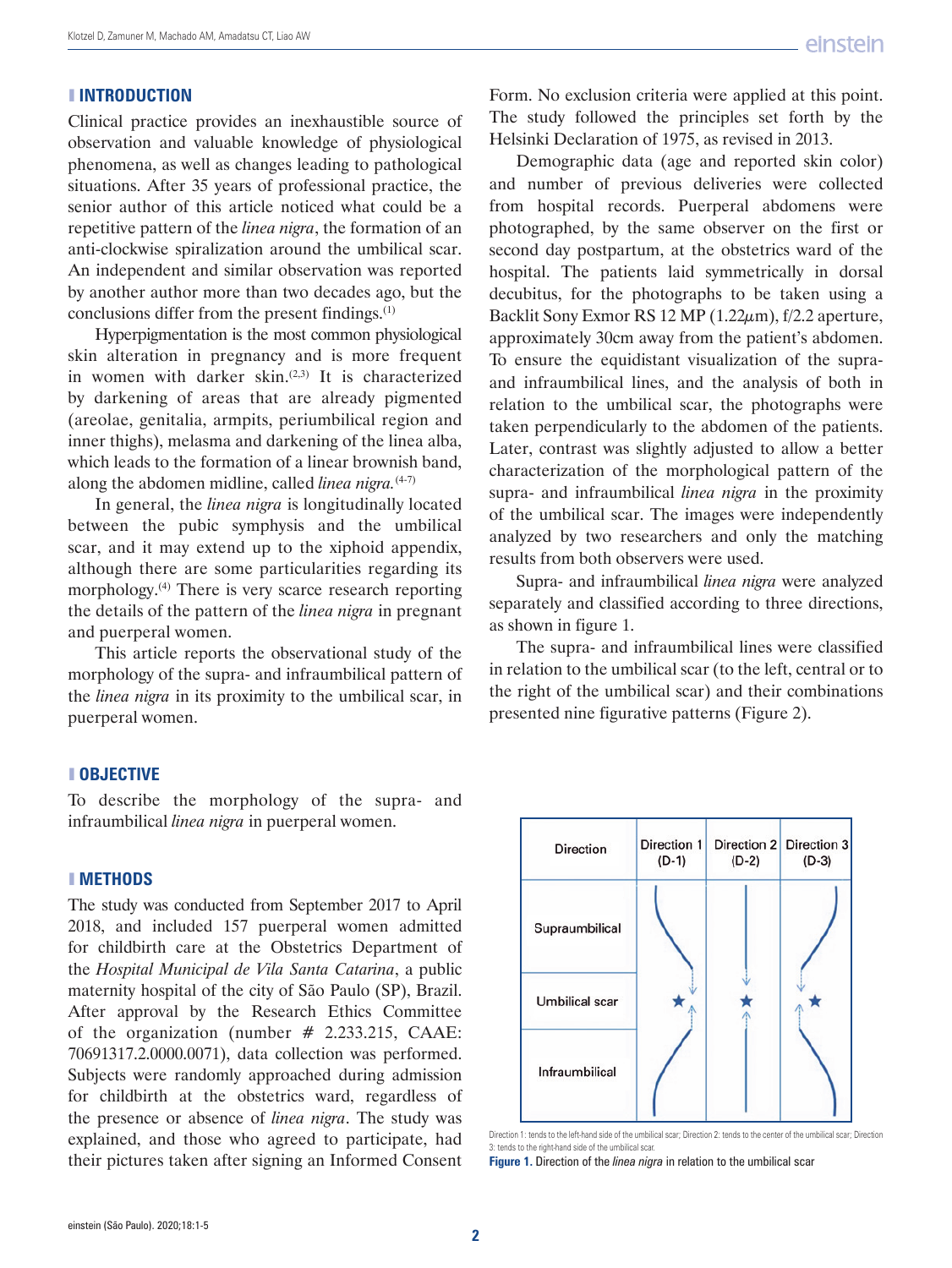## INTRODUCTION

Clinical practice provides an inexhaustible source of observation and valuable knowledge of physiological phenomena, as well as changes leading to pathological situations. After 35 years of professional practice, the senior author of this article noticed what could be a repetitive pattern of the *linea nigra*, the formation of an anti-clockwise spiralization around the umbilical scar. An independent and similar observation was reported by another author more than two decades ago, but the conclusions differ from the present findings.[1]

Hyperpigmentation is the most common physiological skin alteration in pregnancy and is more frequent in women with darker skin.[2,3] It is characterized by darkening of areas that are already pigmented (areolae, genitalia, armpits, periumbilical region and inner thighs), melasma and darkening of the linea alba, which leads to the formation of a linear brownish band, along the abdomen midline, called *linea nigra.*[4-7]

In general, the *linea nigra* is longitudinally located between the pubic symphysis and the umbilical scar, and it may extend up to the xiphoid appendix, although there are some particularities regarding its morphology.[4] There is very scarce research reporting the details of the pattern of the *linea nigra* in pregnant and puerperal women.

This article reports the observational study of the morphology of the supra- and infraumbilical pattern of the *linea nigra* in its proximity to the umbilical scar, in puerperal women.

## OBJECTIVE

To describe the morphology of the supra- and infraumbilical *linea nigra* in puerperal women.

## METHODS

The study was conducted from September 2017 to April 2018, and included 157 puerperal women admitted for childbirth care at the Obstetrics Department of the *Hospital Municipal de Vila Santa Catarina*, a public maternity hospital of the city of São Paulo (SP), Brazil. After approval by the Research Ethics Committee of the organization (number # 2.233.215, CAAE: 70691317.2.0000.0071), data collection was performed. Subjects were randomly approached during admission for childbirth at the obstetrics ward, regardless of the presence or absence of *linea nigra*. The study was explained, and those who agreed to participate, had their pictures taken after signing an Informed Consent Form. No exclusion criteria were applied at this point. The study followed the principles set forth by the Helsinki Declaration of 1975, as revised in 2013.

Demographic data (age and reported skin color) and number of previous deliveries were collected from hospital records. Puerperal abdomens were photographed, by the same observer on the first or second day postpartum, at the obstetrics ward of the hospital. The patients laid symmetrically in dorsal decubitus, for the photographs to be taken using a Backlit Sony Exmor RS 12 MP (1.22μm), f/2.2 aperture, approximately 30cm away from the patient's abdomen. To ensure the equidistant visualization of the supra- and infraumbilical lines, and the analysis of both in relation to the umbilical scar, the photographs were taken perpendicularly to the abdomen of the patients. Later, contrast was slightly adjusted to allow a better characterization of the morphological pattern of the supra- and infraumbilical *linea nigra* in the proximity of the umbilical scar. The images were independently analyzed by two researchers and only the matching results from both observers were used.

Supra- and infraumbilical *linea nigra* were analyzed separately and classified according to three directions, as shown in figure 1.

The supra- and infraumbilical lines were classified in relation to the umbilical scar (to the left, central or to the right of the umbilical scar) and their combinations presented nine figurative patterns (Figure 2).

| Direction | Direction 1 (D-1) | Direction 2 (D-2) | Direction 3 (D-3) |
|---|---|---|---|
| Supraumbilical | | | |
| Umbilical scar | | | |
| Infraumbilical | | | |

Direction 1: tends to the left-hand side of the umbilical scar; Direction 2: tends to the center of the umbilical scar; Direction 3: tends to the right-hand side of the umbilical scar.

**Figure 1.** Direction of the *linea nigra* in relation to the umbilical scar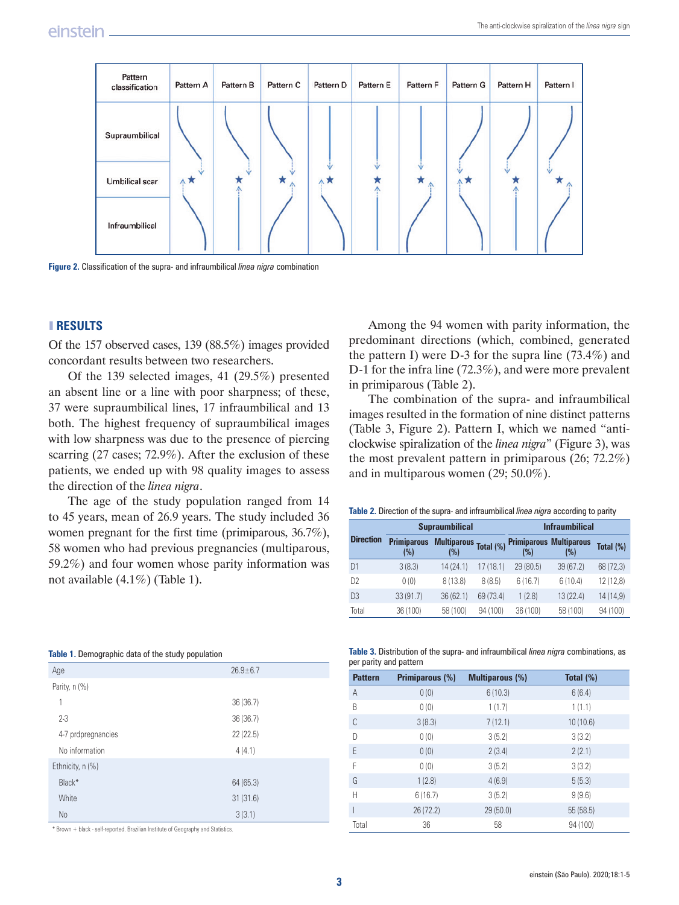Figure 2. Classification of the supra- and infraumbilical *linea nigra* combination

## RESULTS

Of the 157 observed cases, 139 (88.5%) images provided concordant results between two researchers.

Of the 139 selected images, 41 (29.5%) presented an absent line or a line with poor sharpness; of these, 37 were supraumbilical lines, 17 infraumbilical and 13 both. The highest frequency of supraumbilical images with low sharpness was due to the presence of piercing scarring (27 cases; 72.9%). After the exclusion of these patients, we ended up with 98 quality images to assess the direction of the *linea nigra*.

The age of the study population ranged from 14 to 45 years, mean of 26.9 years. The study included 36 women pregnant for the first time (primiparous, 36.7%), 58 women who had previous pregnancies (multiparous, 59.2%) and four women whose parity information was not available (4.1%) (Table 1).

Among the 94 women with parity information, the predominant directions (which, combined, generated the pattern I) were D-3 for the supra line (73.4%) and D-1 for the infra line (72.3%), and were more prevalent in primiparous (Table 2).

The combination of the supra- and infraumbilical images resulted in the formation of nine distinct patterns (Table 3, Figure 2). Pattern I, which we named "anti-clockwise spiralization of the *linea nigra*" (Figure 3), was the most prevalent pattern in primiparous (26; 72.2%) and in multiparous women (29; 50.0%).

**Table 1.** Demographic data of the study population

| | |
|---|---|
| Age | 26.9±6.7 |
| Parity, n (%) | |
| 1 | 36 (36.7) |
| 2-3 | 36 (36.7) |
| 4-7 prdpregnancies | 22 (22.5) |
| No information | 4 (4.1) |
| Ethnicity, n (%) | |
| Black* | 64 (65.3) |
| White | 31 (31.6) |
| No | 3 (3.1) |

\* Brown + black - self-reported. Brazilian Institute of Geography and Statistics.

**Table 2.** Direction of the supra- and infraumbilical *linea nigra* according to parity

| Direction | Supraumbilical | | | Infraumbilical | | |
|---|---|---|---|---|---|---|
| | Primiparous (%) | Multiparous (%) | Total (%) | Primiparous (%) | Multiparous (%) | Total (%) |
| D1 | 3 (8.3) | 14 (24.1) | 17 (18.1) | 29 (80.5) | 39 (67.2) | 68 (72,3) |
| D2 | 0 (0) | 8 (13.8) | 8 (8.5) | 6 (16.7) | 6 (10.4) | 12 (12,8) |
| D3 | 33 (91.7) | 36 (62.1) | 69 (73.4) | 1 (2.8) | 13 (22.4) | 14 (14,9) |
| Total | 36 (100) | 58 (100) | 94 (100) | 36 (100) | 58 (100) | 94 (100) |

**Table 3.** Distribution of the supra- and infraumbilical *linea nigra* combinations, as per parity and pattern

| Pattern | Primiparous (%) | Multiparous (%) | Total (%) |
|---|---|---|---|
| A | 0 (0) | 6 (10.3) | 6 (6.4) |
| B | 0 (0) | 1 (1.7) | 1 (1.1) |
| C | 3 (8.3) | 7 (12.1) | 10 (10.6) |
| D | 0 (0) | 3 (5.2) | 3 (3.2) |
| E | 0 (0) | 2 (3.4) | 2 (2.1) |
| F | 0 (0) | 3 (5.2) | 3 (3.2) |
| G | 1 (2.8) | 4 (6.9) | 5 (5.3) |
| H | 6 (16.7) | 3 (5.2) | 9 (9.6) |
| I | 26 (72.2) | 29 (50.0) | 55 (58.5) |
| Total | 36 | 58 | 94 (100) |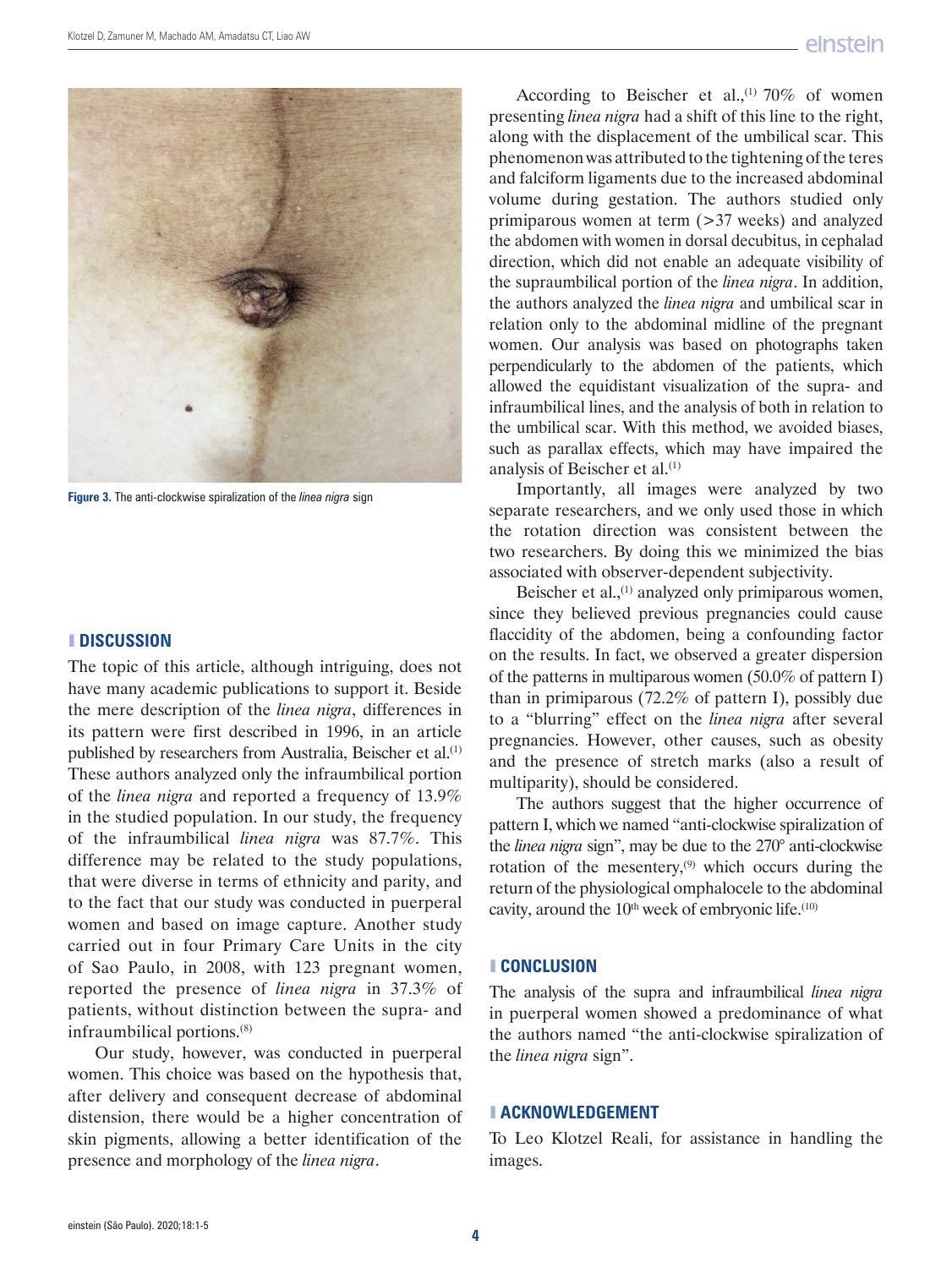Figure 3. The anti-clockwise spiralization of the *linea nigra* sign

## DISCUSSION

The topic of this article, although intriguing, does not have many academic publications to support it. Beside the mere description of the *linea nigra*, differences in its pattern were first described in 1996, in an article published by researchers from Australia, Beischer et al.[1] These authors analyzed only the infraumbilical portion of the *linea nigra* and reported a frequency of 13.9% in the studied population. In our study, the frequency of the infraumbilical *linea nigra* was 87.7%. This difference may be related to the study populations, that were diverse in terms of ethnicity and parity, and to the fact that our study was conducted in puerperal women and based on image capture. Another study carried out in four Primary Care Units in the city of Sao Paulo, in 2008, with 123 pregnant women, reported the presence of *linea nigra* in 37.3% of patients, without distinction between the supra- and infraumbilical portions.[8]

Our study, however, was conducted in puerperal women. This choice was based on the hypothesis that, after delivery and consequent decrease of abdominal distension, there would be a higher concentration of skin pigments, allowing a better identification of the presence and morphology of the *linea nigra*.

According to Beischer et al.,[1] 70% of women presenting *linea nigra* had a shift of this line to the right, along with the displacement of the umbilical scar. This phenomenon was attributed to the tightening of the teres and falciform ligaments due to the increased abdominal volume during gestation. The authors studied only primiparous women at term (>37 weeks) and analyzed the abdomen with women in dorsal decubitus, in cephalad direction, which did not enable an adequate visibility of the supraumbilical portion of the *linea nigra*. In addition, the authors analyzed the *linea nigra* and umbilical scar in relation only to the abdominal midline of the pregnant women. Our analysis was based on photographs taken perpendicularly to the abdomen of the patients, which allowed the equidistant visualization of the supra- and infraumbilical lines, and the analysis of both in relation to the umbilical scar. With this method, we avoided biases, such as parallax effects, which may have impaired the analysis of Beischer et al.[1]

Importantly, all images were analyzed by two separate researchers, and we only used those in which the rotation direction was consistent between the two researchers. By doing this we minimized the bias associated with observer-dependent subjectivity.

Beischer et al.,[1] analyzed only primiparous women, since they believed previous pregnancies could cause flaccidity of the abdomen, being a confounding factor on the results. In fact, we observed a greater dispersion of the patterns in multiparous women (50.0% of pattern I) than in primiparous (72.2% of pattern I), possibly due to a "blurring" effect on the *linea nigra* after several pregnancies. However, other causes, such as obesity and the presence of stretch marks (also a result of multiparity), should be considered.

The authors suggest that the higher occurrence of pattern I, which we named "anti-clockwise spiralization of the *linea nigra* sign", may be due to the 270° anti-clockwise rotation of the mesentery,[9] which occurs during the return of the physiological omphalocele to the abdominal cavity, around the 10th week of embryonic life.[10]

## CONCLUSION

The analysis of the supra and infraumbilical *linea nigra* in puerperal women showed a predominance of what the authors named "the anti-clockwise spiralization of the *linea nigra* sign".

## ACKNOWLEDGEMENT

To Leo Klotzel Reali, for assistance in handling the images.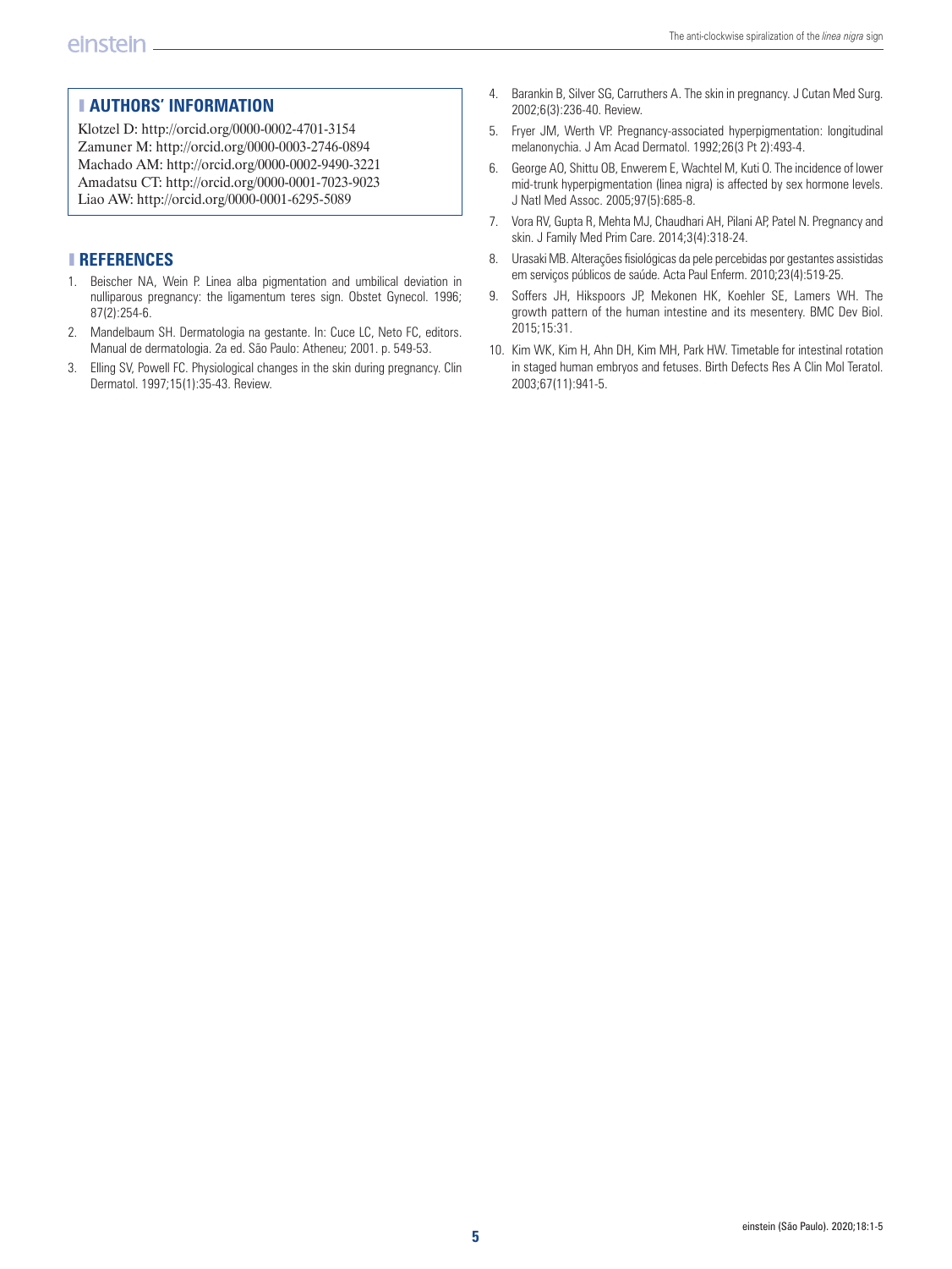## AUTHORS' INFORMATION

Klotzel D: http://orcid.org/0000-0002-4701-3154
Zamuner M: http://orcid.org/0000-0003-2746-0894
Machado AM: http://orcid.org/0000-0002-9490-3221
Amadatsu CT: http://orcid.org/0000-0001-7023-9023
Liao AW: http://orcid.org/0000-0001-6295-5089

## REFERENCES

1. Beischer NA, Wein P. Linea alba pigmentation and umbilical deviation in nulliparous pregnancy: the ligamentum teres sign. Obstet Gynecol. 1996; 87(2):254-6.
2. Mandelbaum SH. Dermatologia na gestante. In: Cuce LC, Neto FC, editors. Manual de dermatologia. 2a ed. São Paulo: Atheneu; 2001. p. 549-53.
3. Elling SV, Powell FC. Physiological changes in the skin during pregnancy. Clin Dermatol. 1997;15(1):35-43. Review.
4. Barankin B, Silver SG, Carruthers A. The skin in pregnancy. J Cutan Med Surg. 2002;6(3):236-40. Review.
5. Fryer JM, Werth VP. Pregnancy-associated hyperpigmentation: longitudinal melanonychia. J Am Acad Dermatol. 1992;26(3 Pt 2):493-4.
6. George AO, Shittu OB, Enwerem E, Wachtel M, Kuti O. The incidence of lower mid-trunk hyperpigmentation (linea nigra) is affected by sex hormone levels. J Natl Med Assoc. 2005;97(5):685-8.
7. Vora RV, Gupta R, Mehta MJ, Chaudhari AH, Pilani AP, Patel N. Pregnancy and skin. J Family Med Prim Care. 2014;3(4):318-24.
8. Urasaki MB. Alterações fisiológicas da pele percebidas por gestantes assistidas em serviços públicos de saúde. Acta Paul Enferm. 2010;23(4):519-25.
9. Soffers JH, Hikspoors JP, Mekonen HK, Koehler SE, Lamers WH. The growth pattern of the human intestine and its mesentery. BMC Dev Biol. 2015;15:31.
10. Kim WK, Kim H, Ahn DH, Kim MH, Park HW. Timetable for intestinal rotation in staged human embryos and fetuses. Birth Defects Res A Clin Mol Teratol. 2003;67(11):941-5.